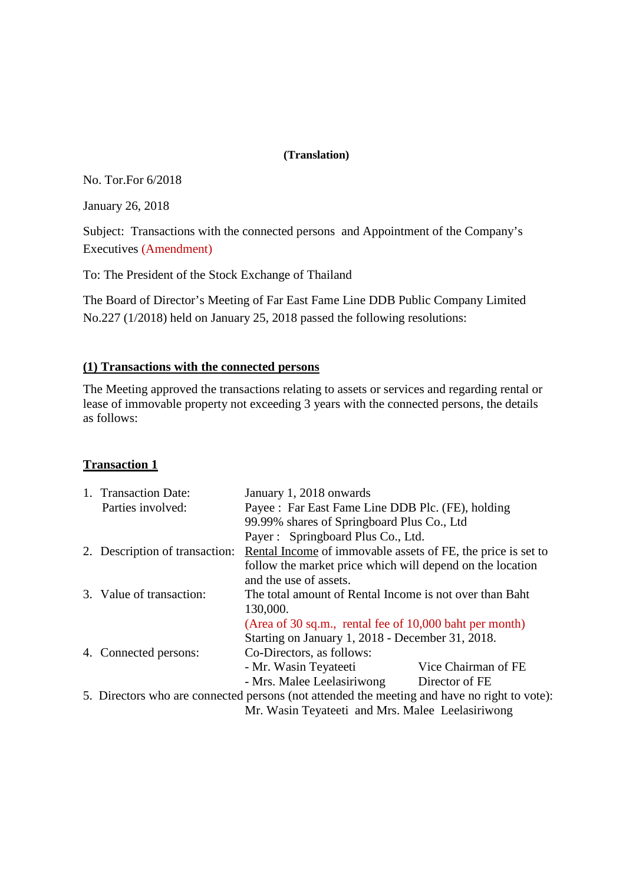**(Translation)**

No. Tor.For 6/2018

January 26, 2018

Subject: Transactions with the connected persons and Appointment of the Company's Executives (Amendment)

To: The President of the Stock Exchange of Thailand

The Board of Director's Meeting of Far East Fame Line DDB Public Company Limited No.227 (1/2018) held on January 25, 2018 passed the following resolutions:

**(1) Transactions with the connected persons**

The Meeting approved the transactions relating to assets or services and regarding rental or lease of immovable property not exceeding 3 years with the connected persons, the details as follows:

**Transaction 1**

1. Transaction Date: January 1, 2018 onwards
   Parties involved: Payee : Far East Fame Line DDB Plc. (FE), holding 99.99% shares of Springboard Plus Co., Ltd
   Payer : Springboard Plus Co., Ltd.
2. Description of transaction: Rental Income of immovable assets of FE, the price is set to follow the market price which will depend on the location and the use of assets.
3. Value of transaction: The total amount of Rental Income is not over than Baht 130,000.
   (Area of 30 sq.m., rental fee of 10,000 baht per month)
   Starting on January 1, 2018 - December 31, 2018.
4. Connected persons: Co-Directors, as follows:
   - Mr. Wasin Teyateeti — Vice Chairman of FE
   - Mrs. Malee Leelasiriwong — Director of FE
5. Directors who are connected persons (not attended the meeting and have no right to vote):
   Mr. Wasin Teyateeti and Mrs. Malee Leelasiriwong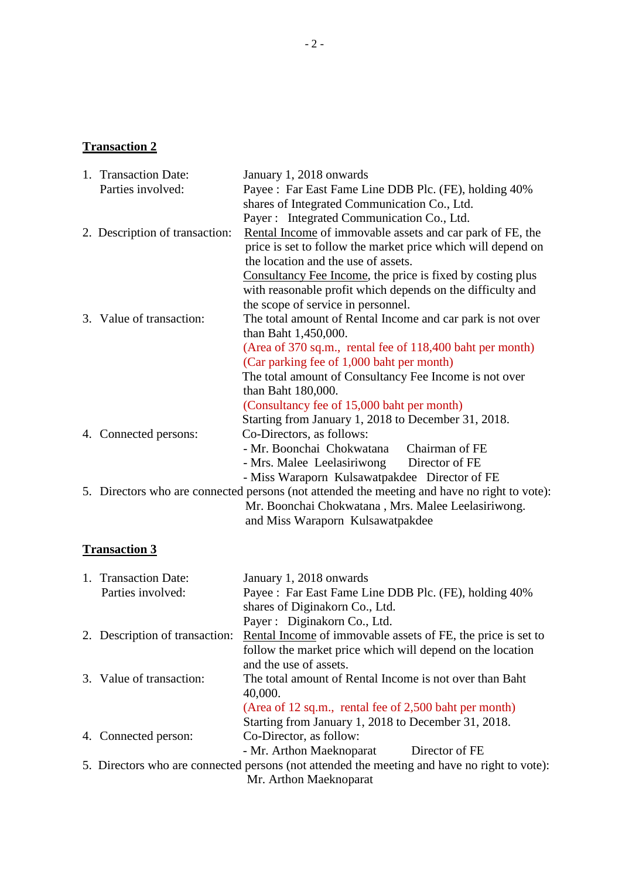**Transaction 2**

1. Transaction Date: January 1, 2018 onwards

   Parties involved: Payee : Far East Fame Line DDB Plc. (FE), holding 40% shares of Integrated Communication Co., Ltd.

   Payer : Integrated Communication Co., Ltd.

2. Description of transaction: Rental Income of immovable assets and car park of FE, the price is set to follow the market price which will depend on the location and the use of assets.

   Consultancy Fee Income, the price is fixed by costing plus with reasonable profit which depends on the difficulty and the scope of service in personnel.

3. Value of transaction: The total amount of Rental Income and car park is not over than Baht 1,450,000.

   (Area of 370 sq.m., rental fee of 118,400 baht per month)

   (Car parking fee of 1,000 baht per month)

   The total amount of Consultancy Fee Income is not over than Baht 180,000.

   (Consultancy fee of 15,000 baht per month)

   Starting from January 1, 2018 to December 31, 2018.

4. Connected persons: Co-Directors, as follows:
   - Mr. Boonchai Chokwatana Chairman of FE
   - Mrs. Malee Leelasiriwong Director of FE
   - Miss Waraporn Kulsawatpakdee Director of FE

5. Directors who are connected persons (not attended the meeting and have no right to vote): Mr. Boonchai Chokwatana , Mrs. Malee Leelasiriwong. and Miss Waraporn Kulsawatpakdee

**Transaction 3**

1. Transaction Date: January 1, 2018 onwards

   Parties involved: Payee : Far East Fame Line DDB Plc. (FE), holding 40% shares of Diginakorn Co., Ltd.

   Payer : Diginakorn Co., Ltd.

2. Description of transaction: Rental Income of immovable assets of FE, the price is set to follow the market price which will depend on the location and the use of assets.

3. Value of transaction: The total amount of Rental Income is not over than Baht 40,000.

   (Area of 12 sq.m., rental fee of 2,500 baht per month)

   Starting from January 1, 2018 to December 31, 2018.

4. Connected person: Co-Director, as follow:
   - Mr. Arthon Maeknoparat Director of FE

5. Directors who are connected persons (not attended the meeting and have no right to vote): Mr. Arthon Maeknoparat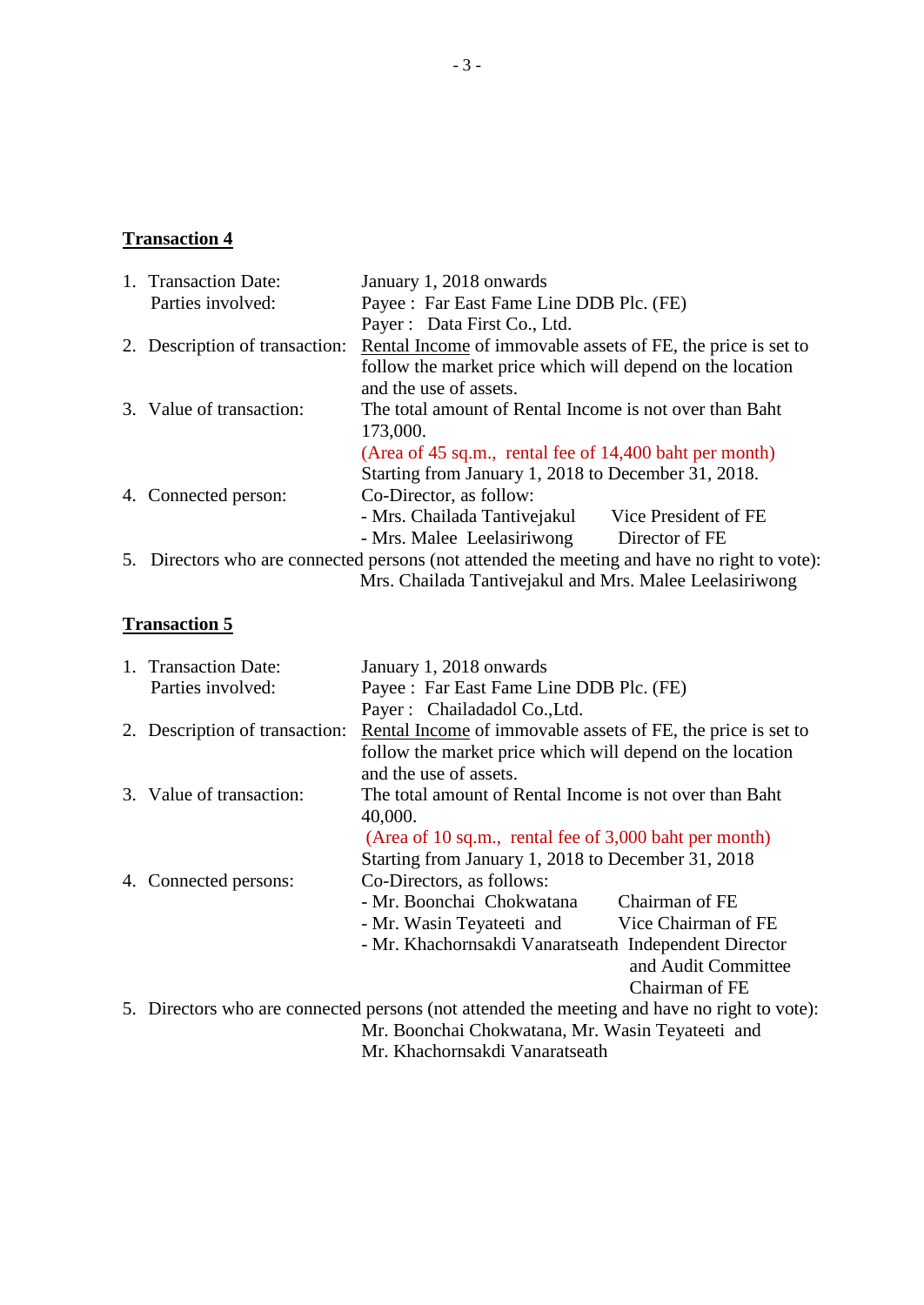**<u>Transaction 4</u>**

1. Transaction Date: January 1, 2018 onwards
   Parties involved: Payee : Far East Fame Line DDB Plc. (FE)
   Payer : Data First Co., Ltd.
2. Description of transaction: <u>Rental Income</u> of immovable assets of FE, the price is set to follow the market price which will depend on the location and the use of assets.
3. Value of transaction: The total amount of Rental Income is not over than Baht 173,000.
   (Area of 45 sq.m., rental fee of 14,400 baht per month)
   Starting from January 1, 2018 to December 31, 2018.
4. Connected person: Co-Director, as follow:
   - Mrs. Chailada Tantivejakul Vice President of FE
   - Mrs. Malee Leelasiriwong Director of FE
5. Directors who are connected persons (not attended the meeting and have no right to vote):
   Mrs. Chailada Tantivejakul and Mrs. Malee Leelasiriwong

**<u>Transaction 5</u>**

1. Transaction Date: January 1, 2018 onwards
   Parties involved: Payee : Far East Fame Line DDB Plc. (FE)
   Payer : Chailadadol Co.,Ltd.
2. Description of transaction: <u>Rental Income</u> of immovable assets of FE, the price is set to follow the market price which will depend on the location and the use of assets.
3. Value of transaction: The total amount of Rental Income is not over than Baht 40,000.
   (Area of 10 sq.m., rental fee of 3,000 baht per month)
   Starting from January 1, 2018 to December 31, 2018
4. Connected persons: Co-Directors, as follows:
   - Mr. Boonchai Chokwatana Chairman of FE
   - Mr. Wasin Teyateeti and Vice Chairman of FE
   - Mr. Khachornsakdi Vanaratseath Independent Director and Audit Committee Chairman of FE
5. Directors who are connected persons (not attended the meeting and have no right to vote):
   Mr. Boonchai Chokwatana, Mr. Wasin Teyateeti and Mr. Khachornsakdi Vanaratseath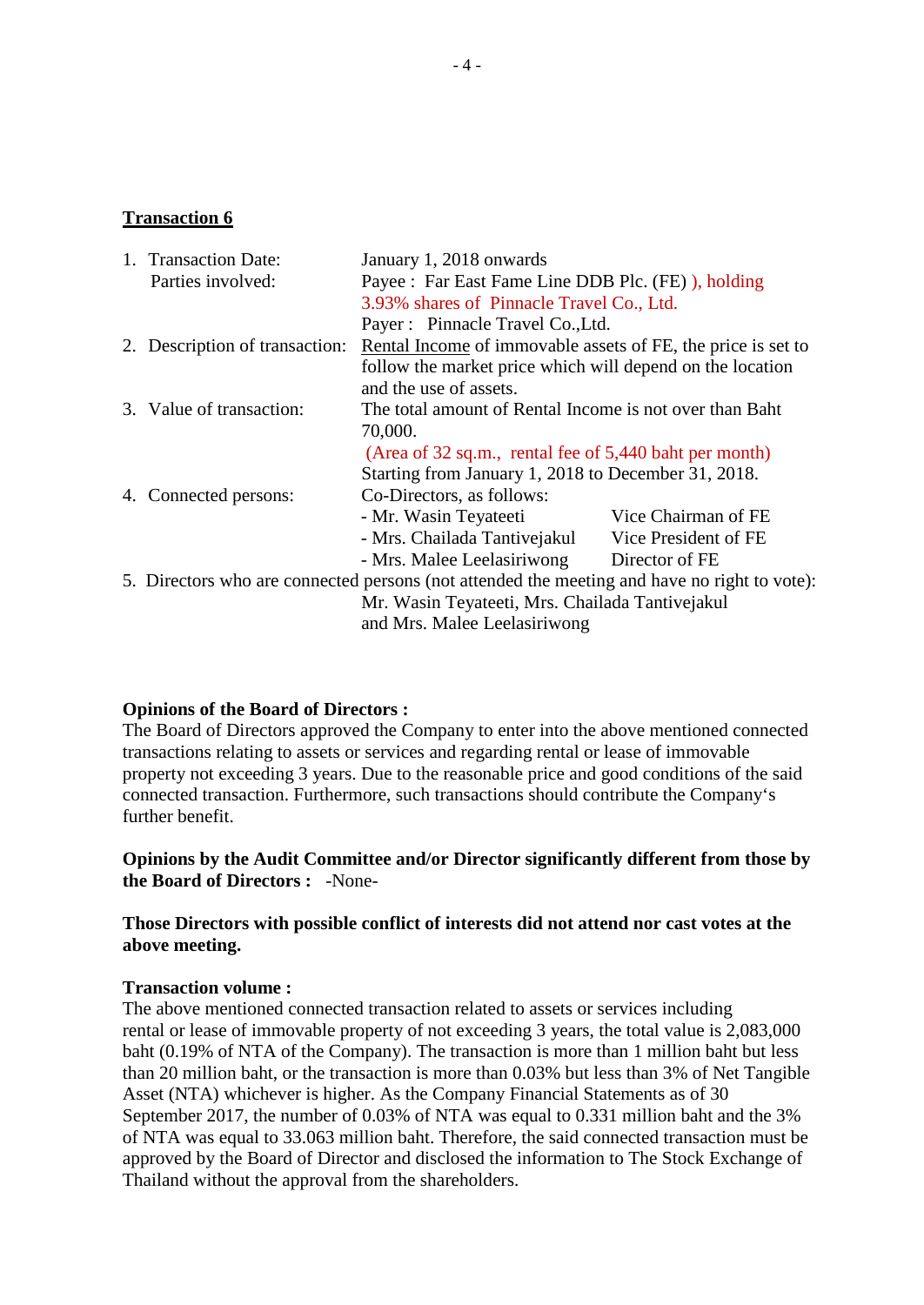**Transaction 6**

1. Transaction Date: January 1, 2018 onwards

   Parties involved: Payee : Far East Fame Line DDB Plc. (FE) ), holding 3.93% shares of Pinnacle Travel Co., Ltd.

   Payer : Pinnacle Travel Co.,Ltd.

2. Description of transaction: Rental Income of immovable assets of FE, the price is set to follow the market price which will depend on the location and the use of assets.

3. Value of transaction: The total amount of Rental Income is not over than Baht 70,000.

   (Area of 32 sq.m., rental fee of 5,440 baht per month)

   Starting from January 1, 2018 to December 31, 2018.

4. Connected persons: Co-Directors, as follows:

   - Mr. Wasin Teyateeti Vice Chairman of FE
   - Mrs. Chailada Tantivejakul Vice President of FE
   - Mrs. Malee Leelasiriwong Director of FE

5. Directors who are connected persons (not attended the meeting and have no right to vote):

   Mr. Wasin Teyateeti, Mrs. Chailada Tantivejakul and Mrs. Malee Leelasiriwong

**Opinions of the Board of Directors :**

The Board of Directors approved the Company to enter into the above mentioned connected transactions relating to assets or services and regarding rental or lease of immovable property not exceeding 3 years. Due to the reasonable price and good conditions of the said connected transaction. Furthermore, such transactions should contribute the Company's further benefit.

**Opinions by the Audit Committee and/or Director significantly different from those by the Board of Directors :** -None-

**Those Directors with possible conflict of interests did not attend nor cast votes at the above meeting.**

**Transaction volume :**

The above mentioned connected transaction related to assets or services including rental or lease of immovable property of not exceeding 3 years, the total value is 2,083,000 baht (0.19% of NTA of the Company). The transaction is more than 1 million baht but less than 20 million baht, or the transaction is more than 0.03% but less than 3% of Net Tangible Asset (NTA) whichever is higher. As the Company Financial Statements as of 30 September 2017, the number of 0.03% of NTA was equal to 0.331 million baht and the 3% of NTA was equal to 33.063 million baht. Therefore, the said connected transaction must be approved by the Board of Director and disclosed the information to The Stock Exchange of Thailand without the approval from the shareholders.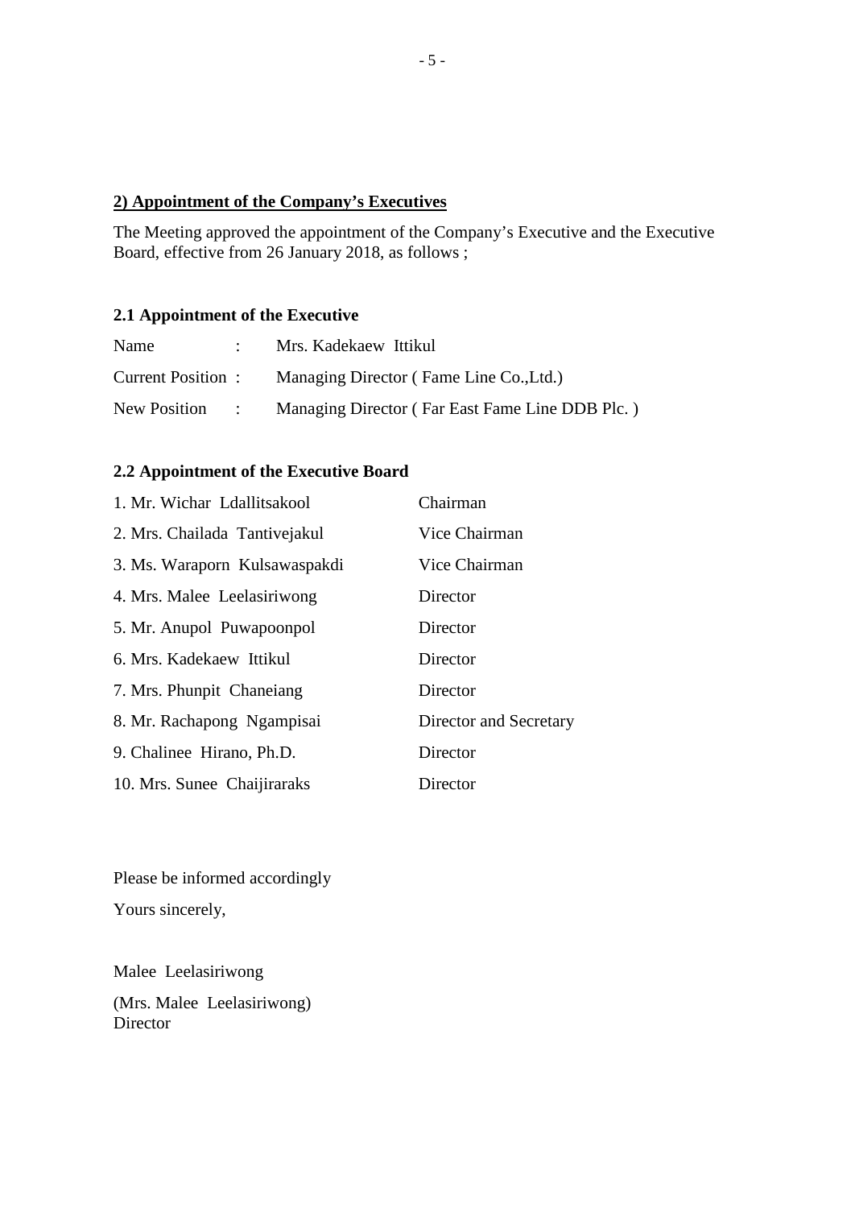## 2) Appointment of the Company's Executives

The Meeting approved the appointment of the Company's Executive and the Executive Board, effective from 26 January 2018, as follows ;

### 2.1 Appointment of the Executive

| | | |
|---|---|---|
| Name | : | Mrs. Kadekaew Ittikul |
| Current Position | : | Managing Director ( Fame Line Co.,Ltd.) |
| New Position | : | Managing Director ( Far East Fame Line DDB Plc. ) |

### 2.2 Appointment of the Executive Board

| | |
|---|---|
| 1. Mr. Wichar Ldallitsakool | Chairman |
| 2. Mrs. Chailada Tantivejakul | Vice Chairman |
| 3. Ms. Waraporn Kulsawaspakdi | Vice Chairman |
| 4. Mrs. Malee Leelasiriwong | Director |
| 5. Mr. Anupol Puwapoonpol | Director |
| 6. Mrs. Kadekaew Ittikul | Director |
| 7. Mrs. Phunpit Chaneiang | Director |
| 8. Mr. Rachapong Ngampisai | Director and Secretary |
| 9. Chalinee Hirano, Ph.D. | Director |
| 10. Mrs. Sunee Chaijiraraks | Director |

Please be informed accordingly

Yours sincerely,

Malee Leelasiriwong

(Mrs. Malee Leelasiriwong)
Director